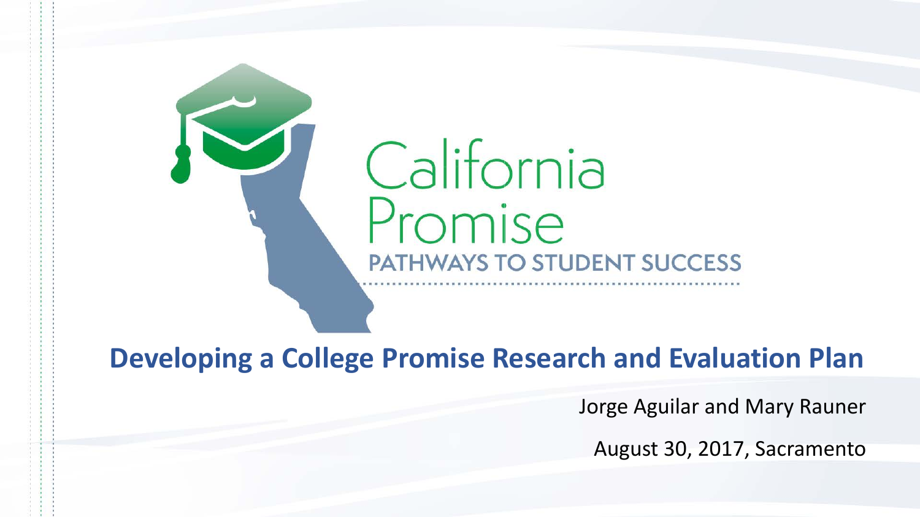California Promise

PATHWAYS TO STUDENT SUCCESS

# Developing a College Promise Research and Evaluation Plan

Jorge Aguilar and Mary Rauner

August 30, 2017, Sacramento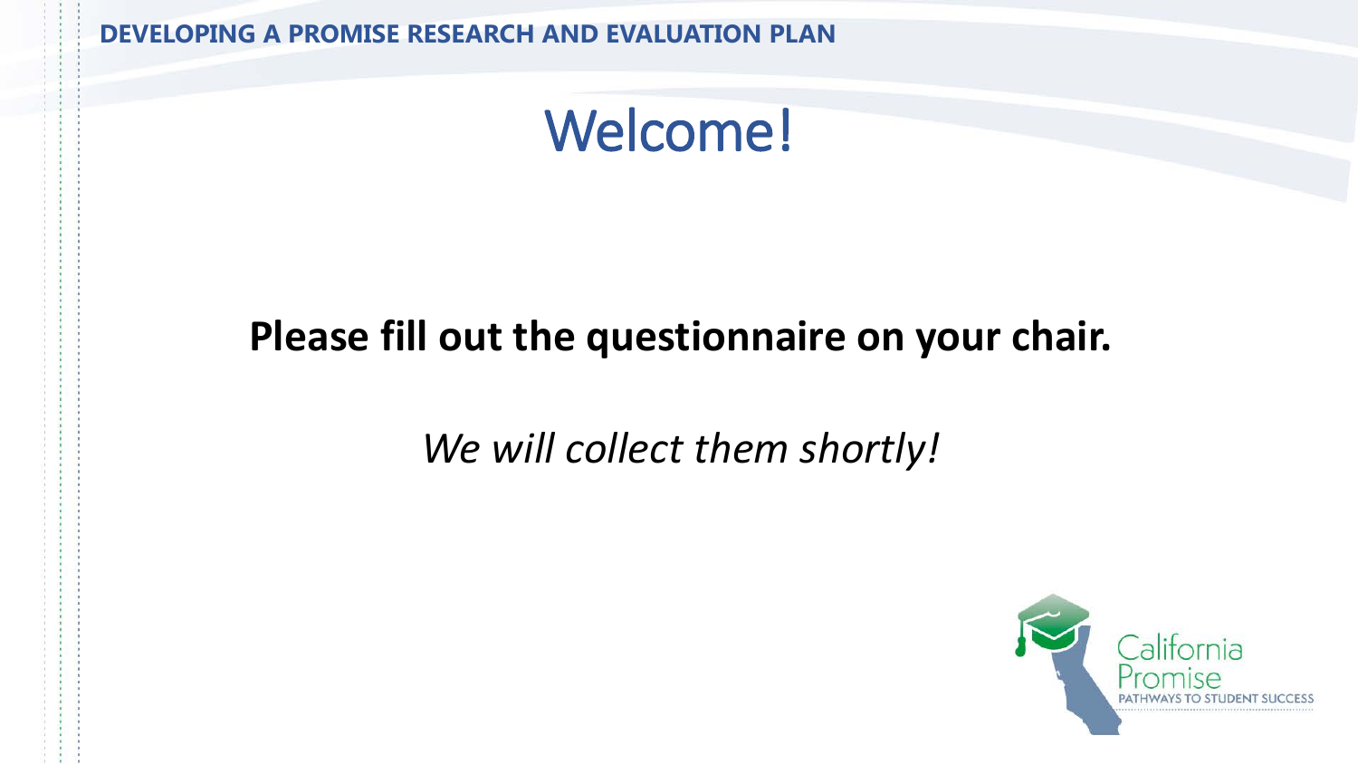# Welcome!

**Please fill out the questionnaire on your chair.**

*We will collect them shortly!*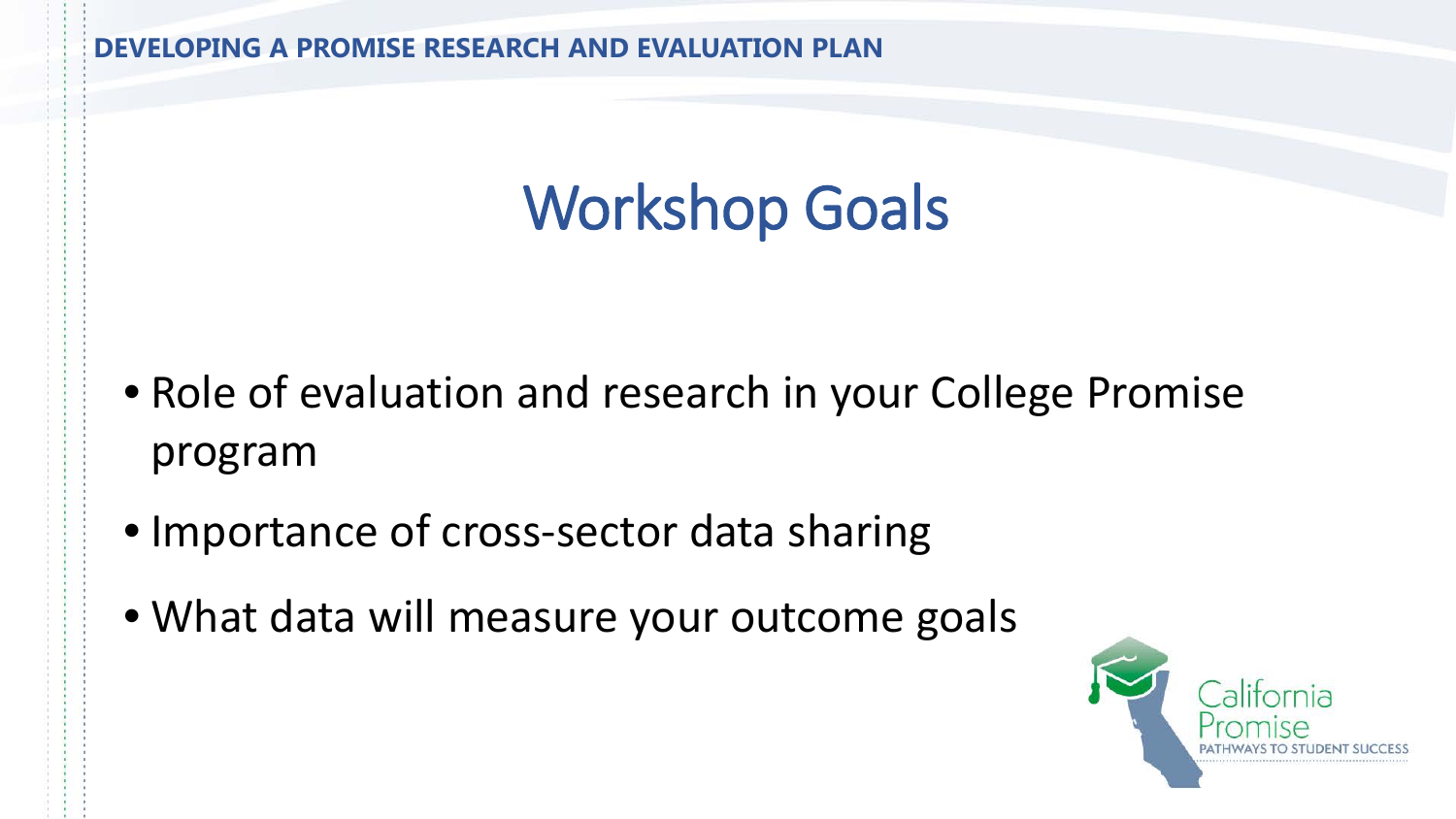# Workshop Goals

- Role of evaluation and research in your College Promise program
- Importance of cross-sector data sharing
- What data will measure your outcome goals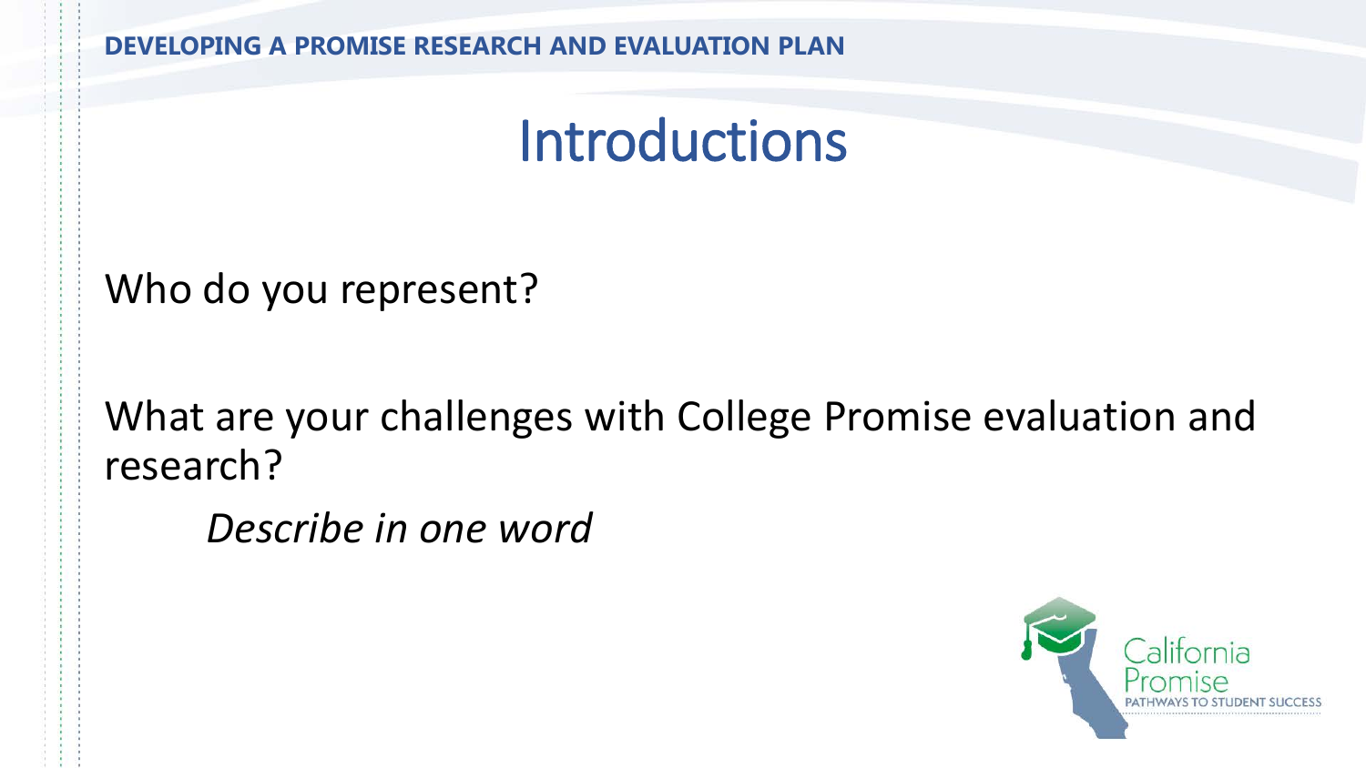# Introductions

Who do you represent?

What are your challenges with College Promise evaluation and research?

*Describe in one word*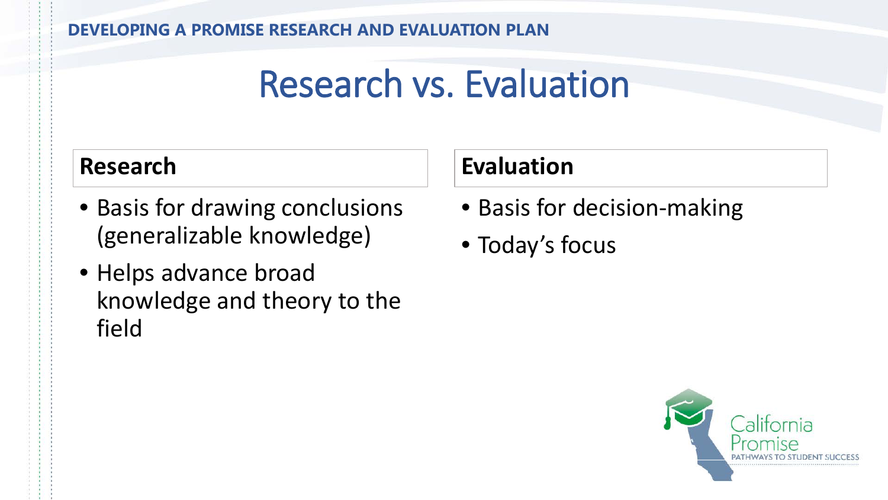# Research vs. Evaluation

| Research | Evaluation |
| --- | --- |
| • Basis for drawing conclusions (generalizable knowledge)<br>• Helps advance broad knowledge and theory to the field | • Basis for decision-making<br>• Today's focus |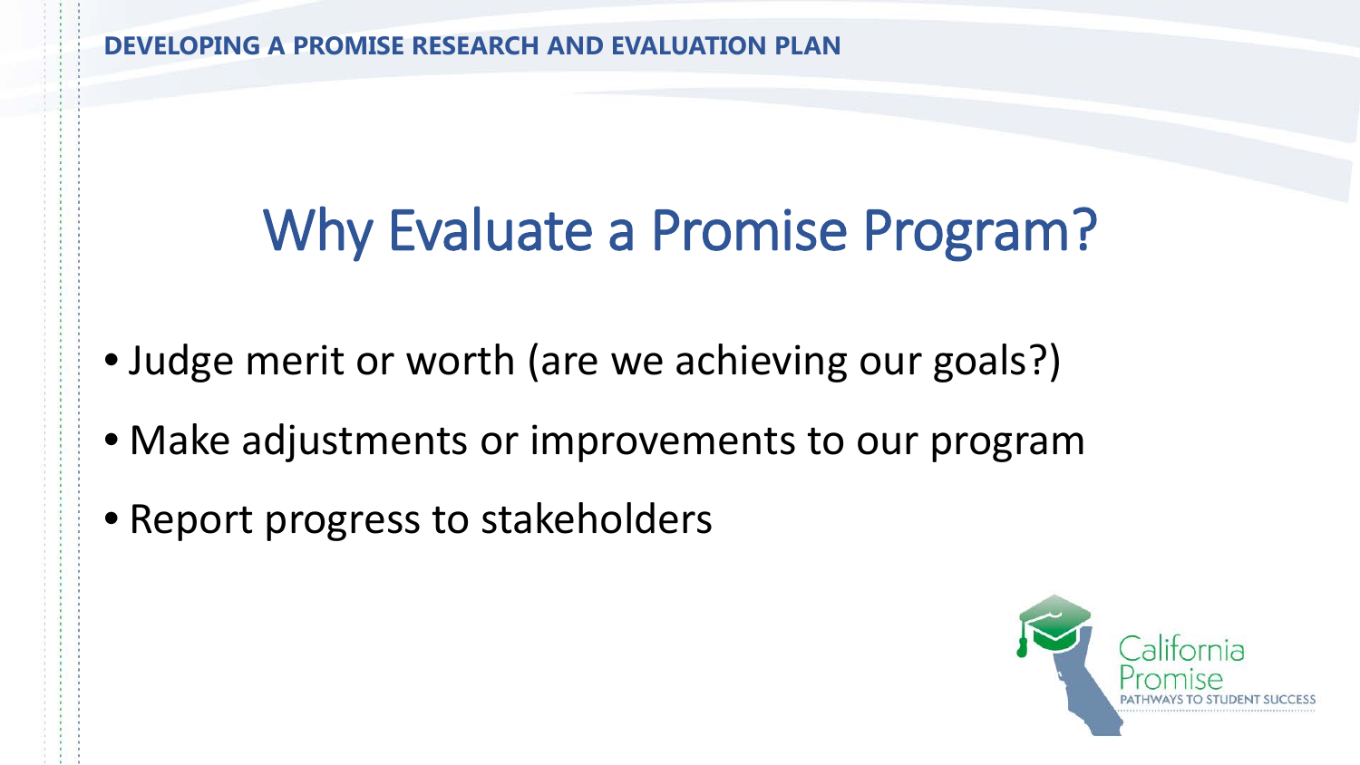# Why Evaluate a Promise Program?

- Judge merit or worth (are we achieving our goals?)
- Make adjustments or improvements to our program
- Report progress to stakeholders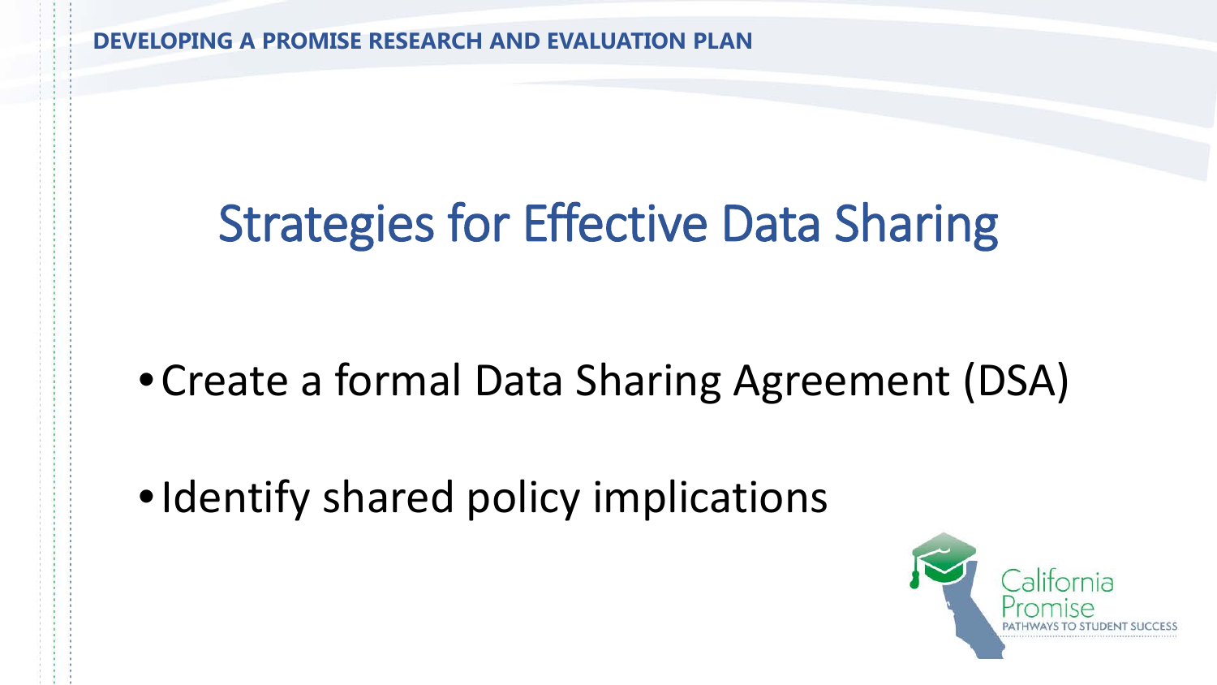# Strategies for Effective Data Sharing

- Create a formal Data Sharing Agreement (DSA)
- Identify shared policy implications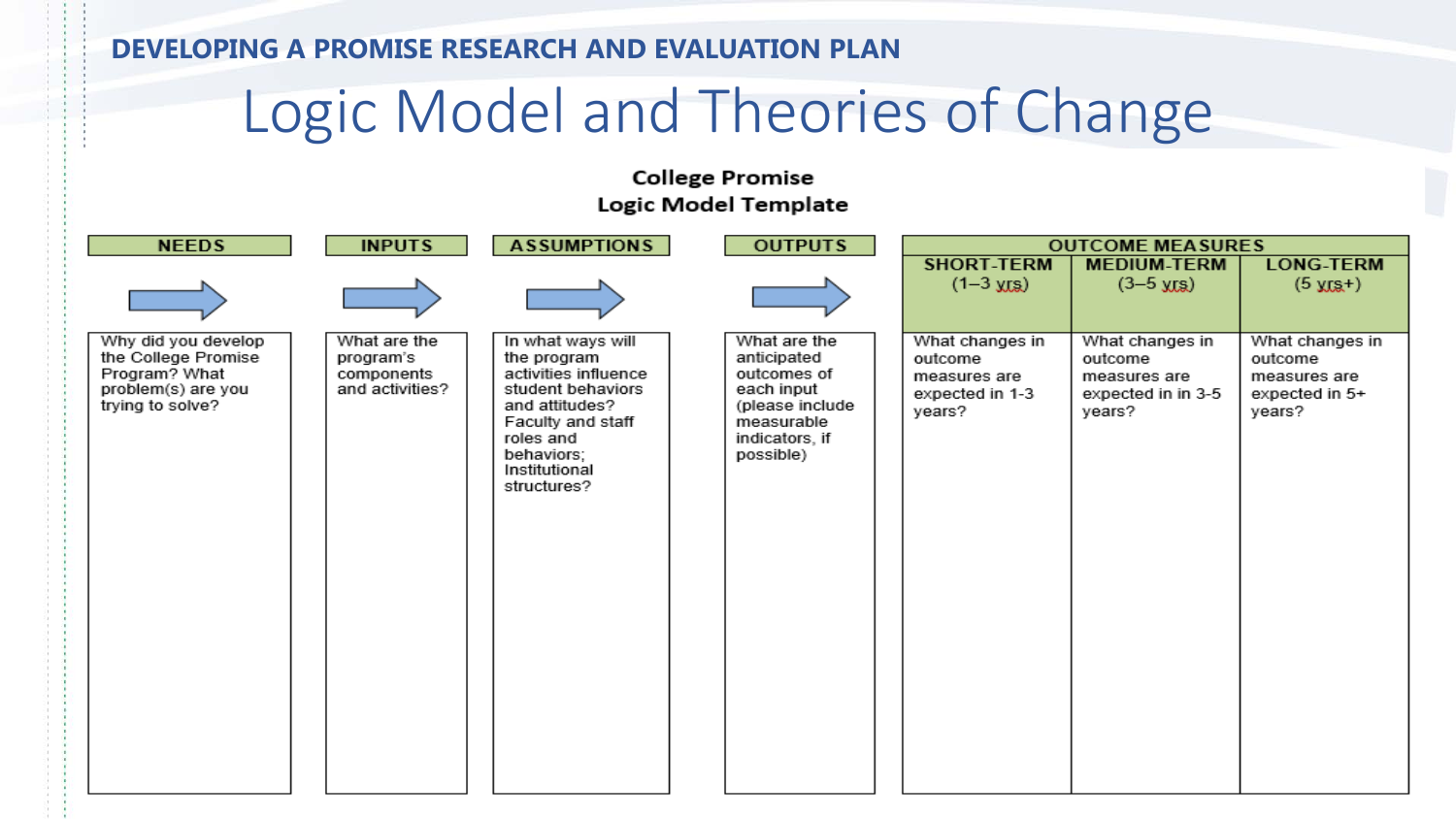DEVELOPING A PROMISE RESEARCH AND EVALUATION PLAN

# Logic Model and Theories of Change

**College Promise**
**Logic Model Template**

| NEEDS | INPUTS | ASSUMPTIONS | OUTPUTS | OUTCOME MEASURES | | |
|---|---|---|---|---|---|---|
| | | | | SHORT-TERM (1–3 yrs) | MEDIUM-TERM (3–5 yrs) | LONG-TERM (5 yrs+) |
| Why did you develop the College Promise Program? What problem(s) are you trying to solve? | What are the program's components and activities? | In what ways will the program activities influence student behaviors and attitudes? Faculty and staff roles and behaviors; Institutional structures? | What are the anticipated outcomes of each input (please include measurable indicators, if possible) | What changes in outcome measures are expected in 1-3 years? | What changes in outcome measures are expected in in 3-5 years? | What changes in outcome measures are expected in 5+ years? |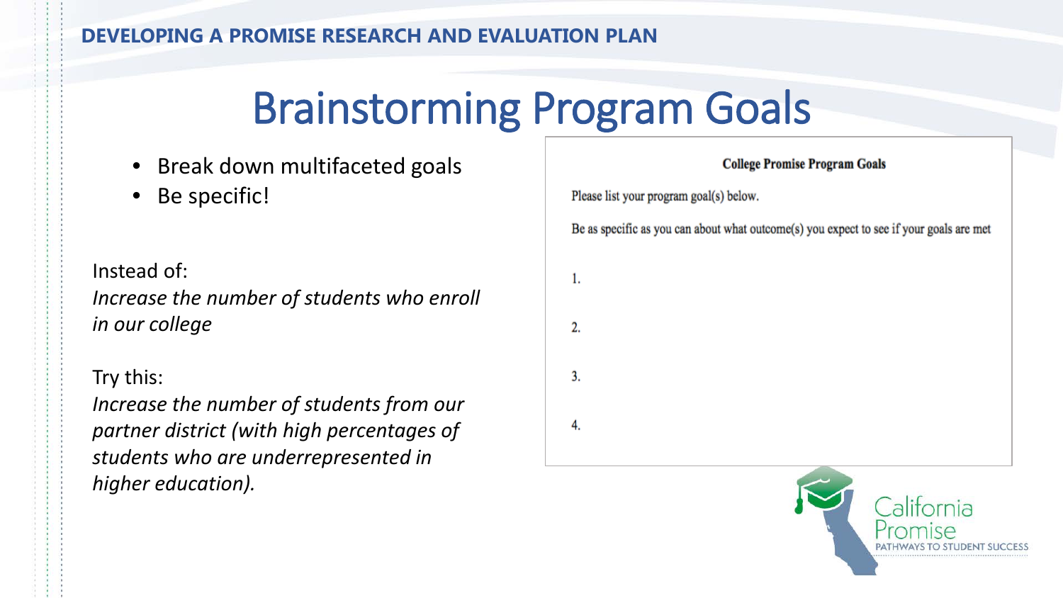DEVELOPING A PROMISE RESEARCH AND EVALUATION PLAN

# Brainstorming Program Goals

- Break down multifaceted goals
- Be specific!

Instead of:
*Increase the number of students who enroll in our college*

Try this:
*Increase the number of students from our partner district (with high percentages of students who are underrepresented in higher education).*

**College Promise Program Goals**

Please list your program goal(s) below.

Be as specific as you can about what outcome(s) you expect to see if your goals are met

1.

2.

3.

4.

California Promise
PATHWAYS TO STUDENT SUCCESS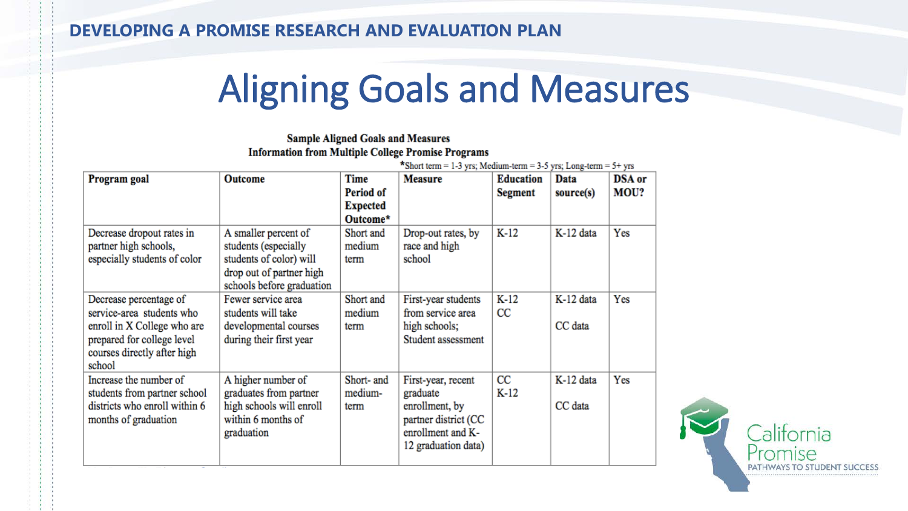# Aligning Goals and Measures

**Sample Aligned Goals and Measures**
**Information from Multiple College Promise Programs**

*Short term = 1-3 yrs; Medium-term = 3-5 yrs; Long-term = 5+ yrs

| Program goal | Outcome | Time Period of Expected Outcome* | Measure | Education Segment | Data source(s) | DSA or MOU? |
|---|---|---|---|---|---|---|
| Decrease dropout rates in partner high schools, especially students of color | A smaller percent of students (especially students of color) will drop out of partner high schools before graduation | Short and medium term | Drop-out rates, by race and high school | K-12 | K-12 data | Yes |
| Decrease percentage of service-area students who enroll in X College who are prepared for college level courses directly after high school | Fewer service area students will take developmental courses during their first year | Short and medium term | First-year students from service area high schools; Student assessment | K-12<br>CC | K-12 data<br><br>CC data | Yes |
| Increase the number of students from partner school districts who enroll within 6 months of graduation | A higher number of graduates from partner high schools will enroll within 6 months of graduation | Short- and medium-term | First-year, recent graduate enrollment, by partner district (CC enrollment and K-12 graduation data) | CC<br>K-12 | K-12 data<br><br>CC data | Yes |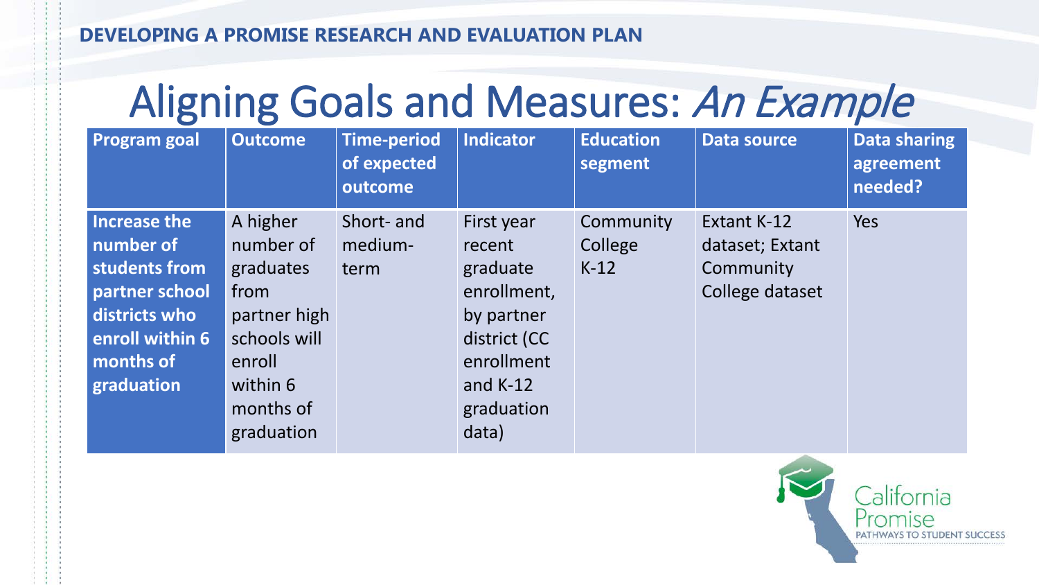# Aligning Goals and Measures: *An Example*

| Program goal | Outcome | Time-period of expected outcome | Indicator | Education segment | Data source | Data sharing agreement needed? |
|---|---|---|---|---|---|---|
| **Increase the number of students from partner school districts who enroll within 6 months of graduation** | A higher number of graduates from partner high schools will enroll within 6 months of graduation | Short- and medium-term | First year recent graduate enrollment, by partner district (CC enrollment and K-12 graduation data) | Community College K-12 | Extant K-12 dataset; Extant Community College dataset | Yes |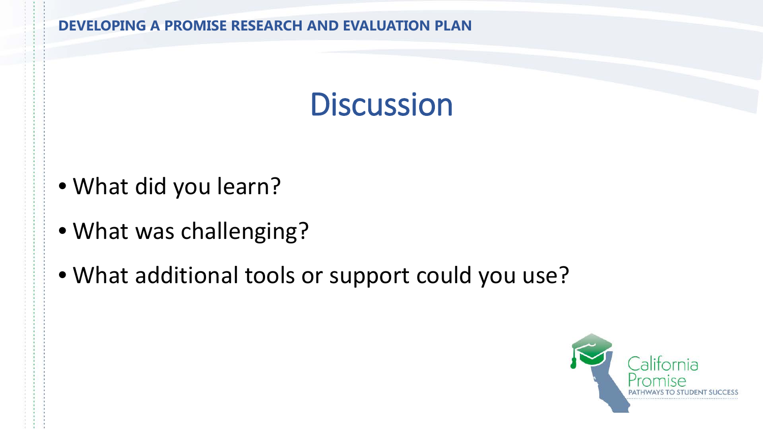# Discussion

- What did you learn?
- What was challenging?
- What additional tools or support could you use?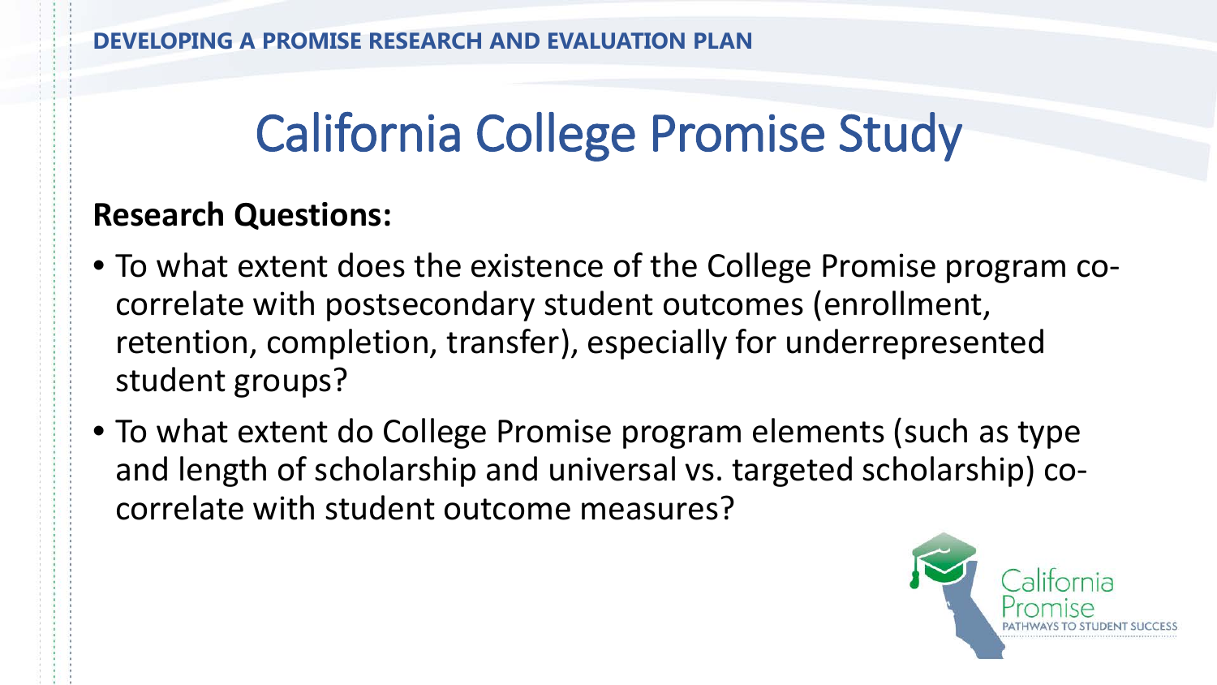# California College Promise Study

**Research Questions:**

- To what extent does the existence of the College Promise program co-correlate with postsecondary student outcomes (enrollment, retention, completion, transfer), especially for underrepresented student groups?
- To what extent do College Promise program elements (such as type and length of scholarship and universal vs. targeted scholarship) co-correlate with student outcome measures?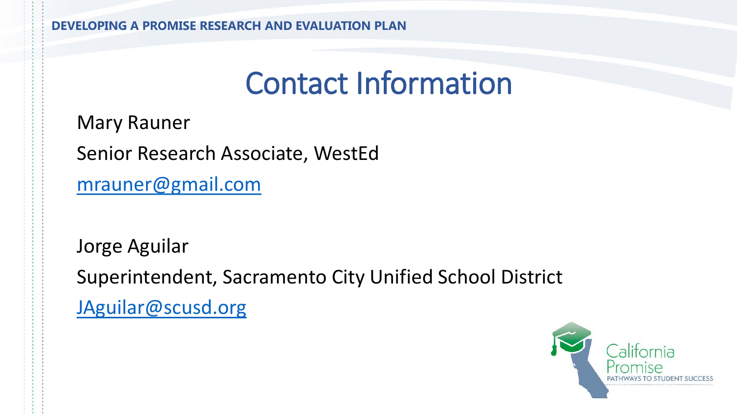# Contact Information

Mary Rauner

Senior Research Associate, WestEd

mrauner@gmail.com

Jorge Aguilar

Superintendent, Sacramento City Unified School District

JAguilar@scusd.org